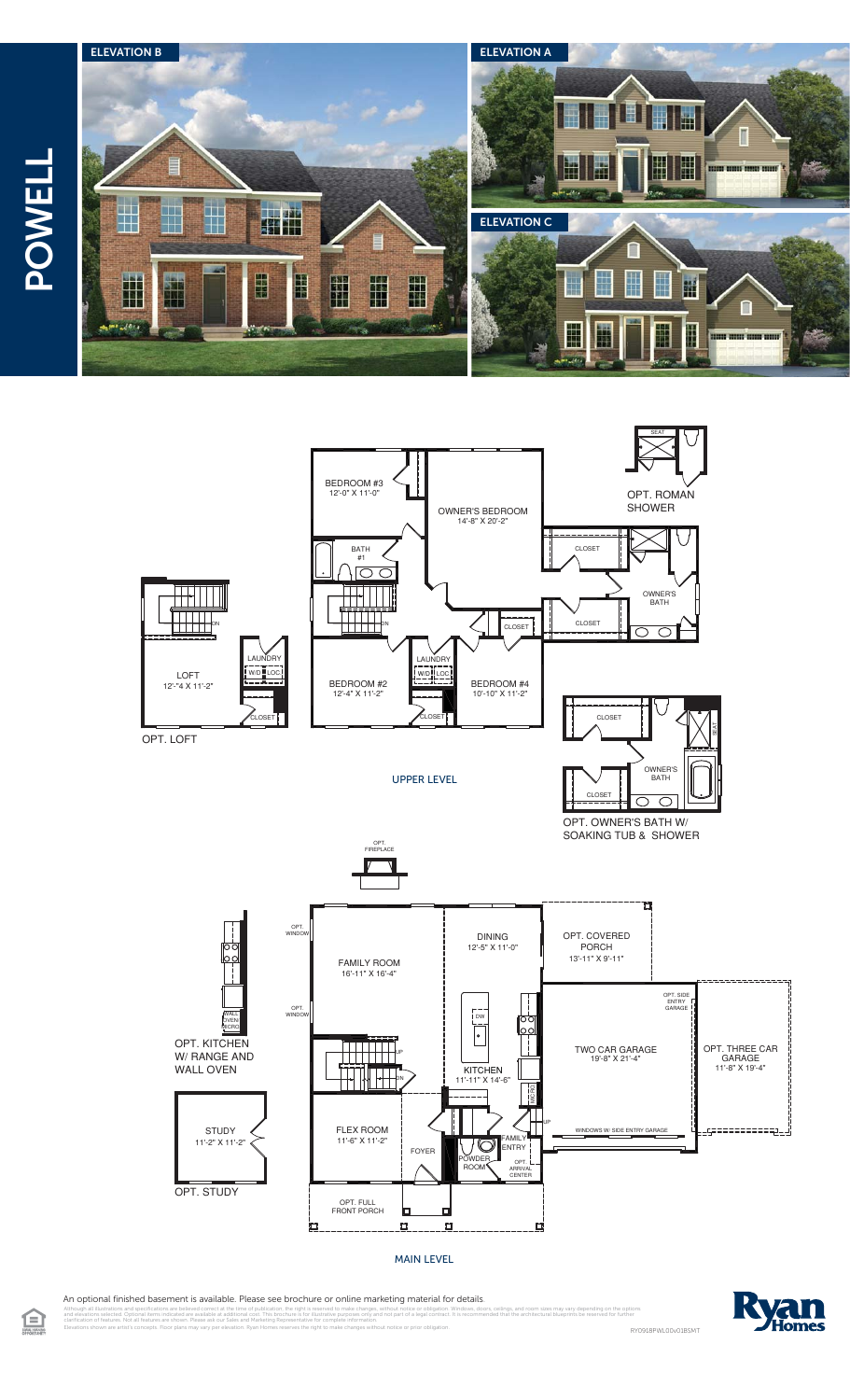# POWELL

ELEVATION B

ELEVATION A

ELEVATION C

## UPPER LEVEL

- BEDROOM #3 12'-0" X 11'-0"
- OWNER'S BEDROOM 14'-8" X 20'-2"
- BATH #1
- CLOSET
- OWNER'S BATH
- LAUNDRY W/D LOC
- BEDROOM #2 12'-4" X 11'-2"
- BEDROOM #4 10'-10" X 11'-2"
- OPT. ROMAN SHOWER (SEAT)
- OPT. LOFT: LOFT 12'-4" X 11'-2", LAUNDRY W/D LOC, CLOSET
- OPT. OWNER'S BATH W/ SOAKING TUB & SHOWER (CLOSET, OWNER'S BATH, SEAT)

## MAIN LEVEL

- OPT. FIREPLACE
- OPT. WINDOW
- FAMILY ROOM 16'-11" X 16'-4"
- DINING 12'-5" X 11'-0"
- OPT. COVERED PORCH 13'-11" X 9'-11"
- KITCHEN 11'-11" X 14'-6" (DW, MICRO)
- TWO CAR GARAGE 19'-8" X 21'-4"
- OPT. SIDE ENTRY GARAGE
- OPT. THREE CAR GARAGE 11'-8" X 19'-4"
- WINDOWS W/ SIDE ENTRY GARAGE
- FLEX ROOM 11'-6" X 11'-2"
- FOYER
- POWDER ROOM
- FAMILY ENTRY
- OPT. ARRIVAL CENTER
- OPT. FULL FRONT PORCH
- OPT. KITCHEN W/ RANGE AND WALL OVEN (WALL OVEN MICRO)
- OPT. STUDY: STUDY 11'-2" X 11'-2"

An optional finished basement is available. Please see brochure or online marketing material for details.

Although all illustrations and specifications are believed correct at the time of publication, the right is reserved to make changes, without notice or obligation. Windows, doors, ceilings, and room sizes may vary depending on the options and elevations selected. Optional items indicated are available at additional cost. This brochure is for illustrative purposes only and not part of a legal contract. It is recommended that the architectural blueprints be reviewed for further clarification of features. Not all features are shown. Please ask our Sales and Marketing Representative for complete information. Elevations shown are artist's concepts. Floor plans may vary per elevation. Ryan Homes reserves the right to make changes without notice or prior obligation.

RYO918PWL00v01BSMT

Ryan Homes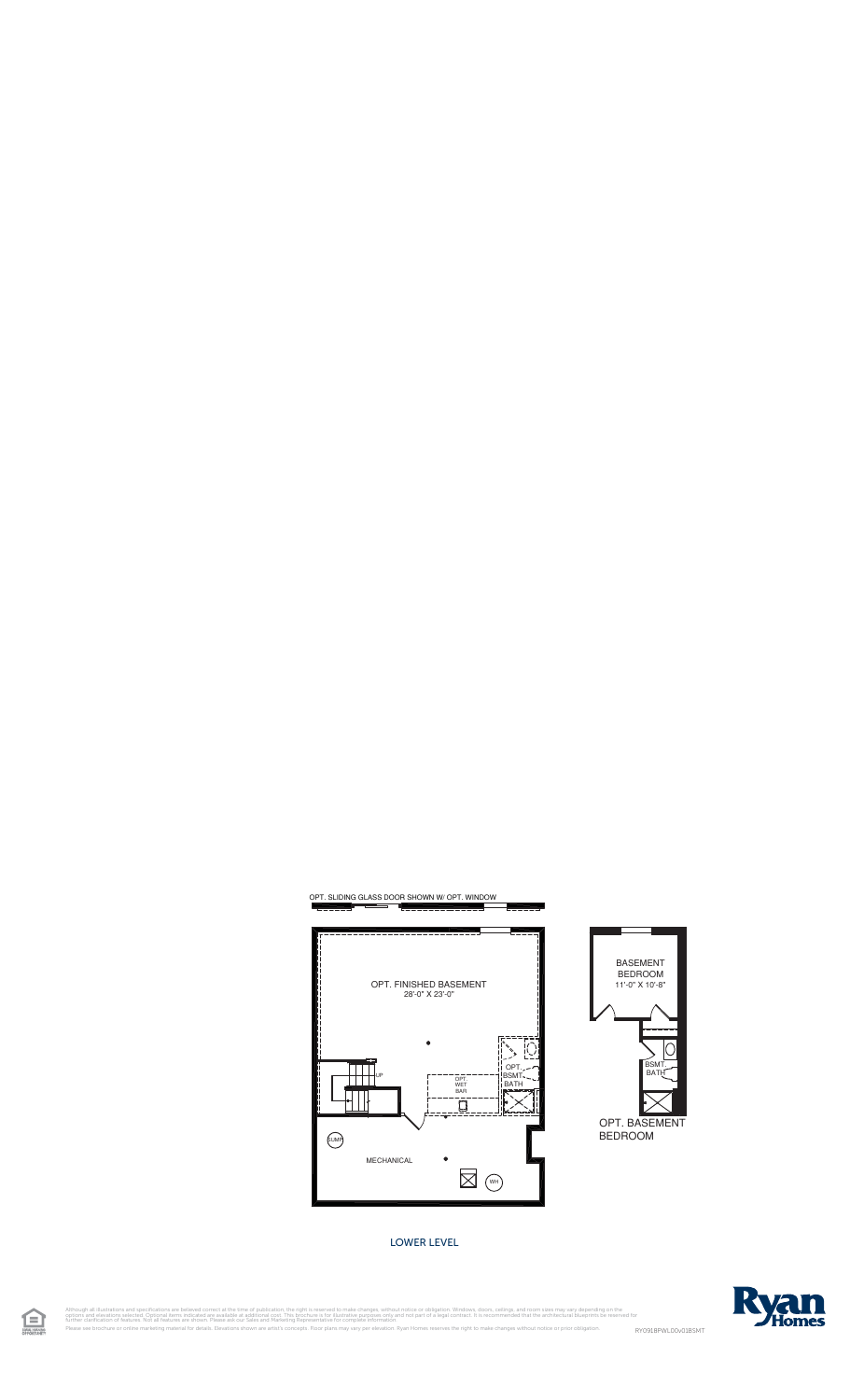OPT. SLIDING GLASS DOOR SHOWN W/ OPT. WINDOW

OPT. FINISHED BASEMENT
28'-0" X 23'-0"

UP

OPT. WET BAR

OPT. BSMT. BATH

SUMP

MECHANICAL

WH

BASEMENT BEDROOM
11'-0" X 10'-8"

BSMT. BATH

OPT. BASEMENT BEDROOM

LOWER LEVEL

Although all illustrations and specifications are believed correct at the time of publication, the right is reserved to make changes, without notice or obligation. Windows, doors, ceilings, and room sizes may vary depending on the options and elevations selected. Optional items indicated are available at additional cost. This brochure is for illustrative purposes only and not part of a legal contract. It is recommended that the architectural blueprints be reserved for further clarification of features. Not all features are shown. Please ask our Sales and Marketing Representative for complete information.

Please see brochure or online marketing material for details. Elevations shown are artist's concepts. Floor plans may vary per elevation. Ryan Homes reserves the right to make changes without notice or prior obligation.

RYO91BPWLD0v01BSMT